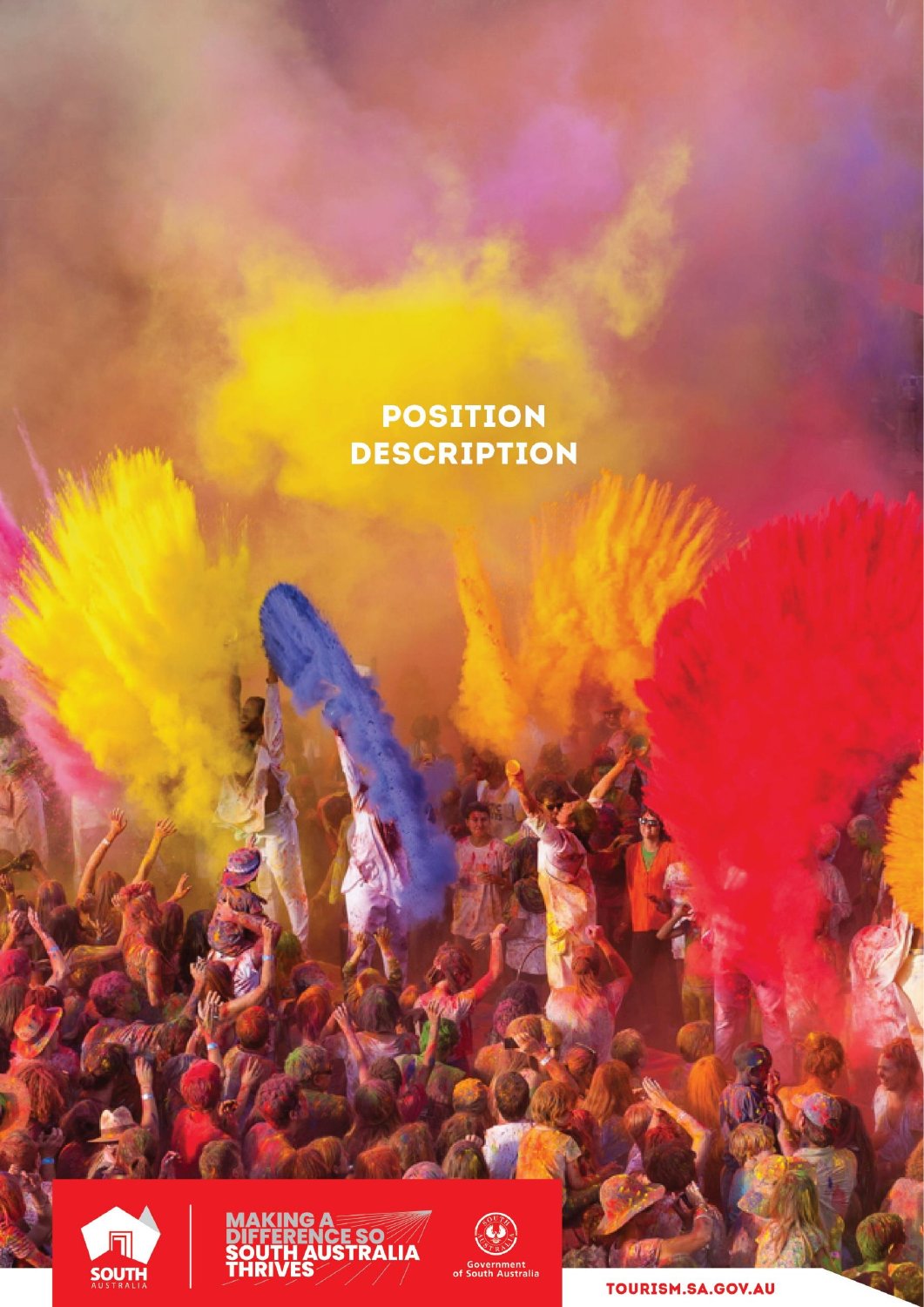# POSITION DESCRIPTION

MAKING A DIFFERENCE SO SOUTH AUSTRALIA THRIVES

Government of South Australia

TOURISM.SA.GOV.AU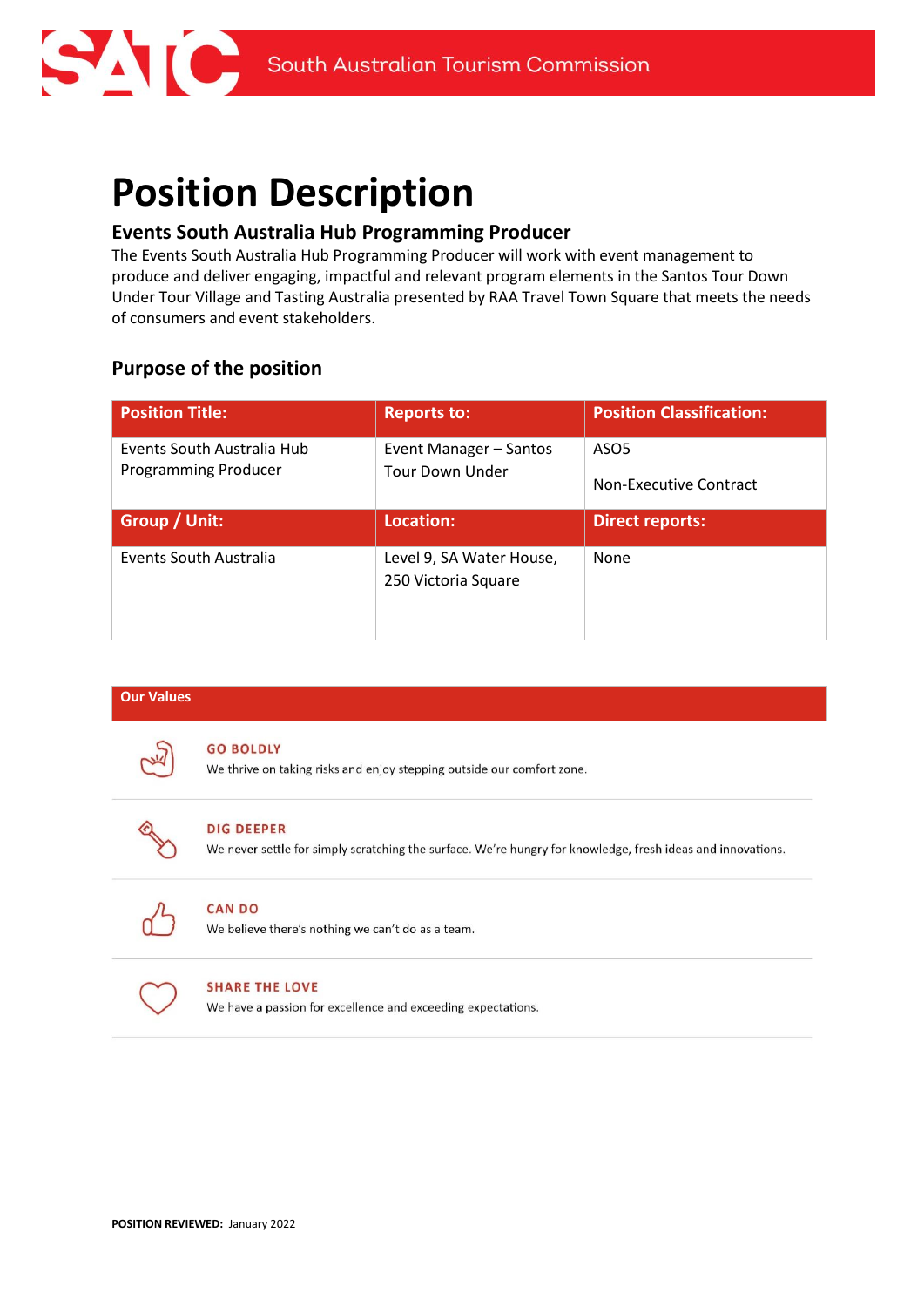# Position Description

## Events South Australia Hub Programming Producer

The Events South Australia Hub Programming Producer will work with event management to produce and deliver engaging, impactful and relevant program elements in the Santos Tour Down Under Tour Village and Tasting Australia presented by RAA Travel Town Square that meets the needs of consumers and event stakeholders.

## Purpose of the position

| Position Title: | Reports to: | Position Classification: |
|---|---|---|
| Events South Australia Hub Programming Producer | Event Manager – Santos Tour Down Under | ASO5<br><br>Non-Executive Contract |
| **Group / Unit:** | **Location:** | **Direct reports:** |
| Events South Australia | Level 9, SA Water House, 250 Victoria Square | None |

**Our Values**

**GO BOLDLY**
We thrive on taking risks and enjoy stepping outside our comfort zone.

**DIG DEEPER**
We never settle for simply scratching the surface. We're hungry for knowledge, fresh ideas and innovations.

**CAN DO**
We believe there's nothing we can't do as a team.

**SHARE THE LOVE**
We have a passion for excellence and exceeding expectations.

**POSITION REVIEWED:** January 2022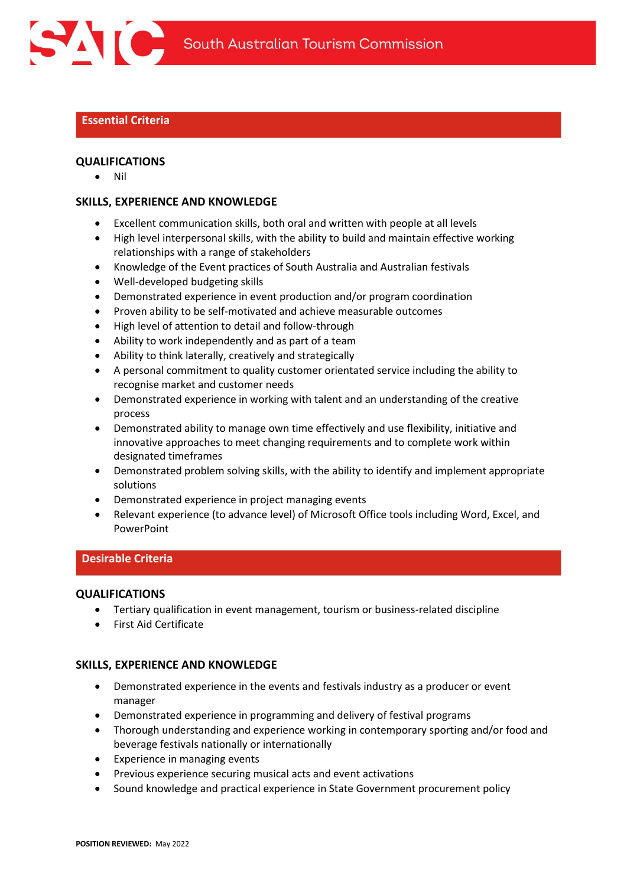## Essential Criteria

### QUALIFICATIONS

- Nil

### SKILLS, EXPERIENCE AND KNOWLEDGE

- Excellent communication skills, both oral and written with people at all levels
- High level interpersonal skills, with the ability to build and maintain effective working relationships with a range of stakeholders
- Knowledge of the Event practices of South Australia and Australian festivals
- Well-developed budgeting skills
- Demonstrated experience in event production and/or program coordination
- Proven ability to be self-motivated and achieve measurable outcomes
- High level of attention to detail and follow-through
- Ability to work independently and as part of a team
- Ability to think laterally, creatively and strategically
- A personal commitment to quality customer orientated service including the ability to recognise market and customer needs
- Demonstrated experience in working with talent and an understanding of the creative process
- Demonstrated ability to manage own time effectively and use flexibility, initiative and innovative approaches to meet changing requirements and to complete work within designated timeframes
- Demonstrated problem solving skills, with the ability to identify and implement appropriate solutions
- Demonstrated experience in project managing events
- Relevant experience (to advance level) of Microsoft Office tools including Word, Excel, and PowerPoint

## Desirable Criteria

### QUALIFICATIONS

- Tertiary qualification in event management, tourism or business-related discipline
- First Aid Certificate

### SKILLS, EXPERIENCE AND KNOWLEDGE

- Demonstrated experience in the events and festivals industry as a producer or event manager
- Demonstrated experience in programming and delivery of festival programs
- Thorough understanding and experience working in contemporary sporting and/or food and beverage festivals nationally or internationally
- Experience in managing events
- Previous experience securing musical acts and event activations
- Sound knowledge and practical experience in State Government procurement policy

**POSITION REVIEWED:** May 2022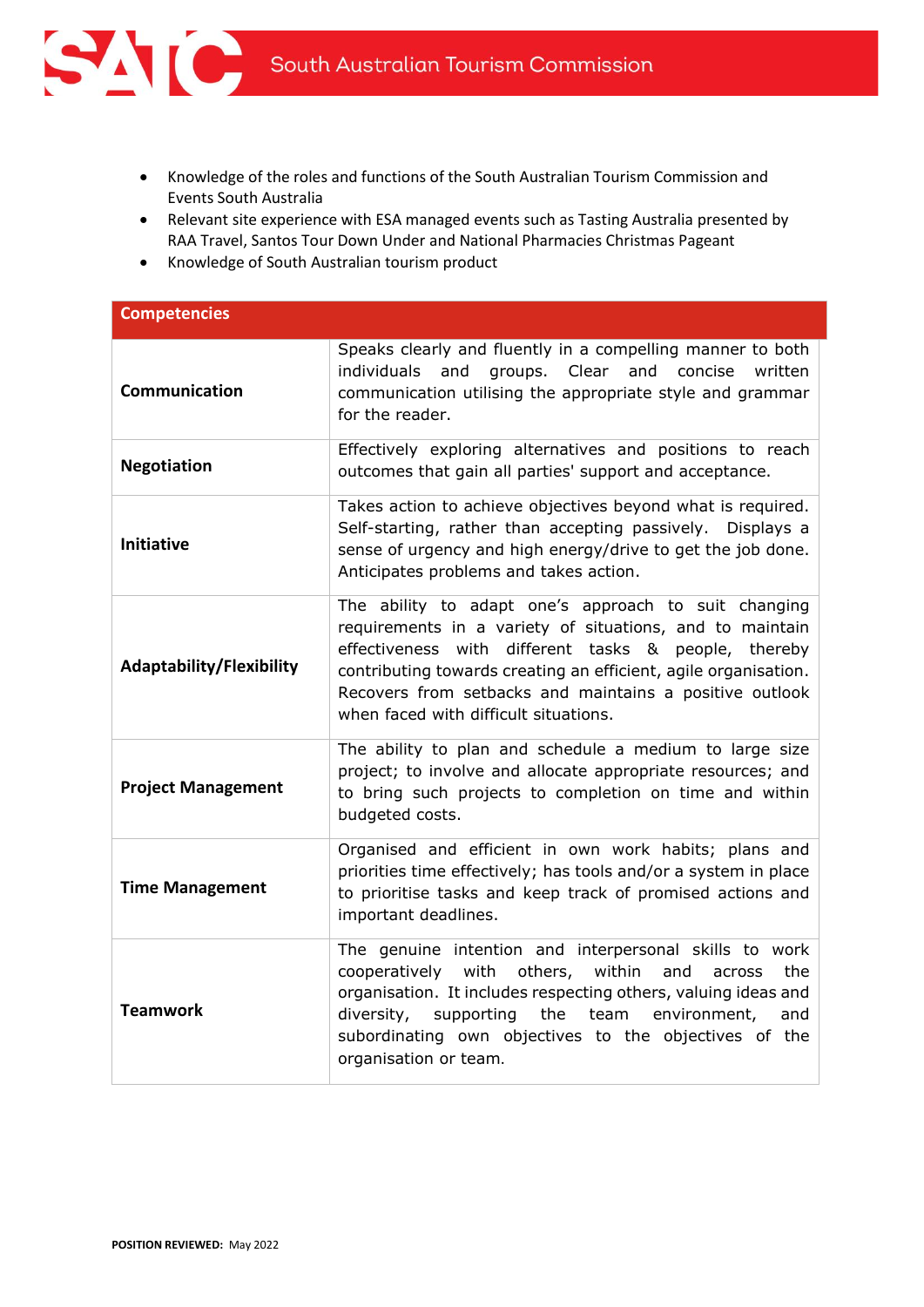- Knowledge of the roles and functions of the South Australian Tourism Commission and Events South Australia
- Relevant site experience with ESA managed events such as Tasting Australia presented by RAA Travel, Santos Tour Down Under and National Pharmacies Christmas Pageant
- Knowledge of South Australian tourism product

| Competencies | |
|---|---|
| **Communication** | Speaks clearly and fluently in a compelling manner to both individuals and groups. Clear and concise written communication utilising the appropriate style and grammar for the reader. |
| **Negotiation** | Effectively exploring alternatives and positions to reach outcomes that gain all parties' support and acceptance. |
| **Initiative** | Takes action to achieve objectives beyond what is required. Self-starting, rather than accepting passively. Displays a sense of urgency and high energy/drive to get the job done. Anticipates problems and takes action. |
| **Adaptability/Flexibility** | The ability to adapt one's approach to suit changing requirements in a variety of situations, and to maintain effectiveness with different tasks & people, thereby contributing towards creating an efficient, agile organisation. Recovers from setbacks and maintains a positive outlook when faced with difficult situations. |
| **Project Management** | The ability to plan and schedule a medium to large size project; to involve and allocate appropriate resources; and to bring such projects to completion on time and within budgeted costs. |
| **Time Management** | Organised and efficient in own work habits; plans and priorities time effectively; has tools and/or a system in place to prioritise tasks and keep track of promised actions and important deadlines. |
| **Teamwork** | The genuine intention and interpersonal skills to work cooperatively with others, within and across the organisation. It includes respecting others, valuing ideas and diversity, supporting the team environment, and subordinating own objectives to the objectives of the organisation or team. |

**POSITION REVIEWED:** May 2022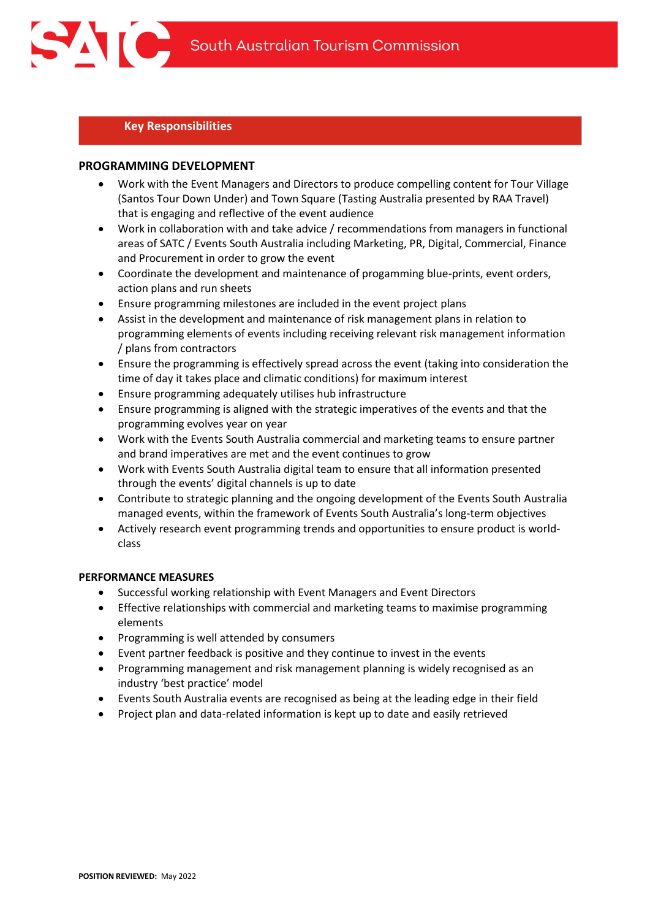## Key Responsibilities

### PROGRAMMING DEVELOPMENT

- Work with the Event Managers and Directors to produce compelling content for Tour Village (Santos Tour Down Under) and Town Square (Tasting Australia presented by RAA Travel) that is engaging and reflective of the event audience
- Work in collaboration with and take advice / recommendations from managers in functional areas of SATC / Events South Australia including Marketing, PR, Digital, Commercial, Finance and Procurement in order to grow the event
- Coordinate the development and maintenance of progamming blue-prints, event orders, action plans and run sheets
- Ensure programming milestones are included in the event project plans
- Assist in the development and maintenance of risk management plans in relation to programming elements of events including receiving relevant risk management information / plans from contractors
- Ensure the programming is effectively spread across the event (taking into consideration the time of day it takes place and climatic conditions) for maximum interest
- Ensure programming adequately utilises hub infrastructure
- Ensure programming is aligned with the strategic imperatives of the events and that the programming evolves year on year
- Work with the Events South Australia commercial and marketing teams to ensure partner and brand imperatives are met and the event continues to grow
- Work with Events South Australia digital team to ensure that all information presented through the events' digital channels is up to date
- Contribute to strategic planning and the ongoing development of the Events South Australia managed events, within the framework of Events South Australia's long-term objectives
- Actively research event programming trends and opportunities to ensure product is world-class

### PERFORMANCE MEASURES

- Successful working relationship with Event Managers and Event Directors
- Effective relationships with commercial and marketing teams to maximise programming elements
- Programming is well attended by consumers
- Event partner feedback is positive and they continue to invest in the events
- Programming management and risk management planning is widely recognised as an industry 'best practice' model
- Events South Australia events are recognised as being at the leading edge in their field
- Project plan and data-related information is kept up to date and easily retrieved

**POSITION REVIEWED:** May 2022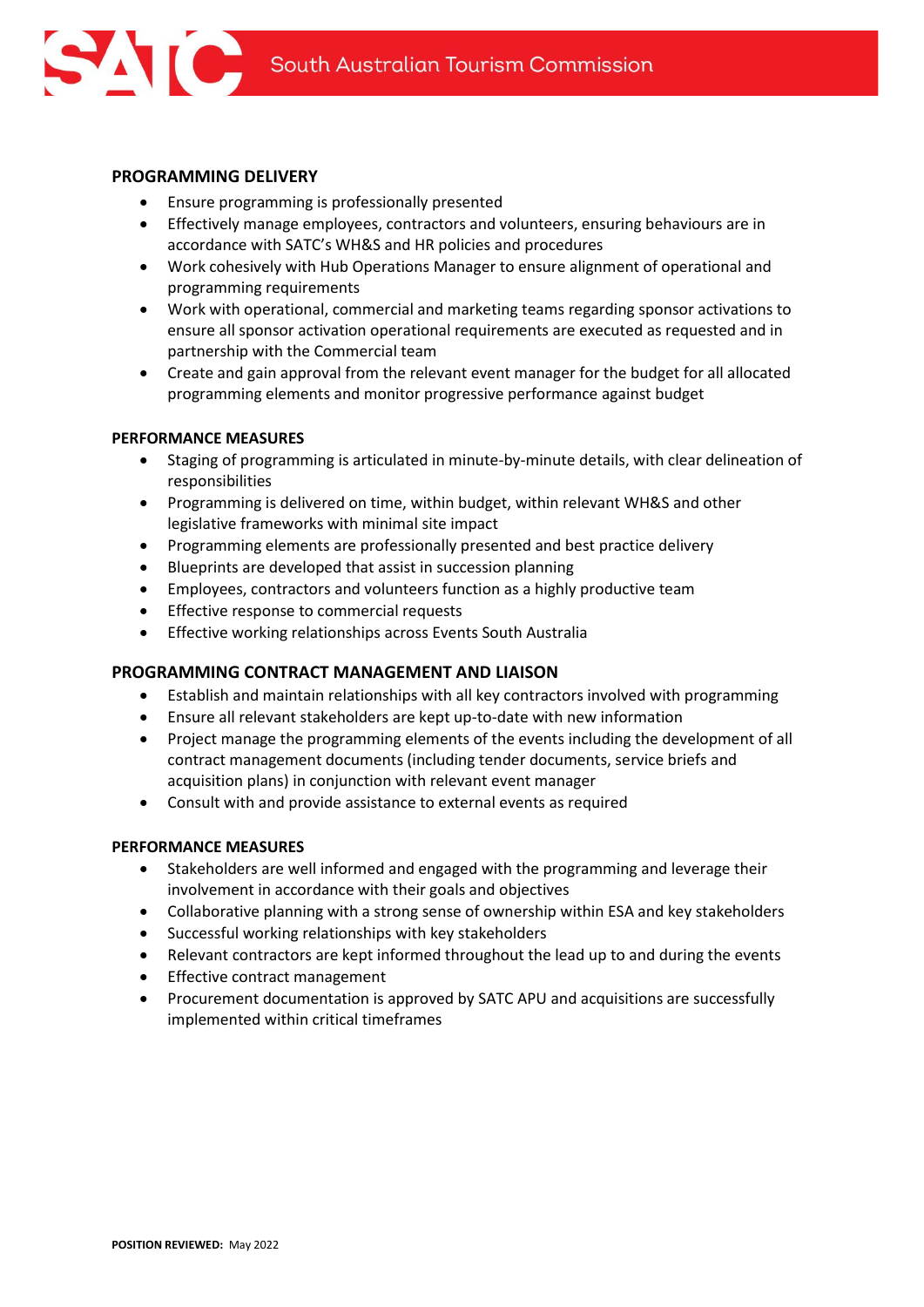### PROGRAMMING DELIVERY

- Ensure programming is professionally presented
- Effectively manage employees, contractors and volunteers, ensuring behaviours are in accordance with SATC's WH&S and HR policies and procedures
- Work cohesively with Hub Operations Manager to ensure alignment of operational and programming requirements
- Work with operational, commercial and marketing teams regarding sponsor activations to ensure all sponsor activation operational requirements are executed as requested and in partnership with the Commercial team
- Create and gain approval from the relevant event manager for the budget for all allocated programming elements and monitor progressive performance against budget

#### PERFORMANCE MEASURES

- Staging of programming is articulated in minute-by-minute details, with clear delineation of responsibilities
- Programming is delivered on time, within budget, within relevant WH&S and other legislative frameworks with minimal site impact
- Programming elements are professionally presented and best practice delivery
- Blueprints are developed that assist in succession planning
- Employees, contractors and volunteers function as a highly productive team
- Effective response to commercial requests
- Effective working relationships across Events South Australia

### PROGRAMMING CONTRACT MANAGEMENT AND LIAISON

- Establish and maintain relationships with all key contractors involved with programming
- Ensure all relevant stakeholders are kept up-to-date with new information
- Project manage the programming elements of the events including the development of all contract management documents (including tender documents, service briefs and acquisition plans) in conjunction with relevant event manager
- Consult with and provide assistance to external events as required

#### PERFORMANCE MEASURES

- Stakeholders are well informed and engaged with the programming and leverage their involvement in accordance with their goals and objectives
- Collaborative planning with a strong sense of ownership within ESA and key stakeholders
- Successful working relationships with key stakeholders
- Relevant contractors are kept informed throughout the lead up to and during the events
- Effective contract management
- Procurement documentation is approved by SATC APU and acquisitions are successfully implemented within critical timeframes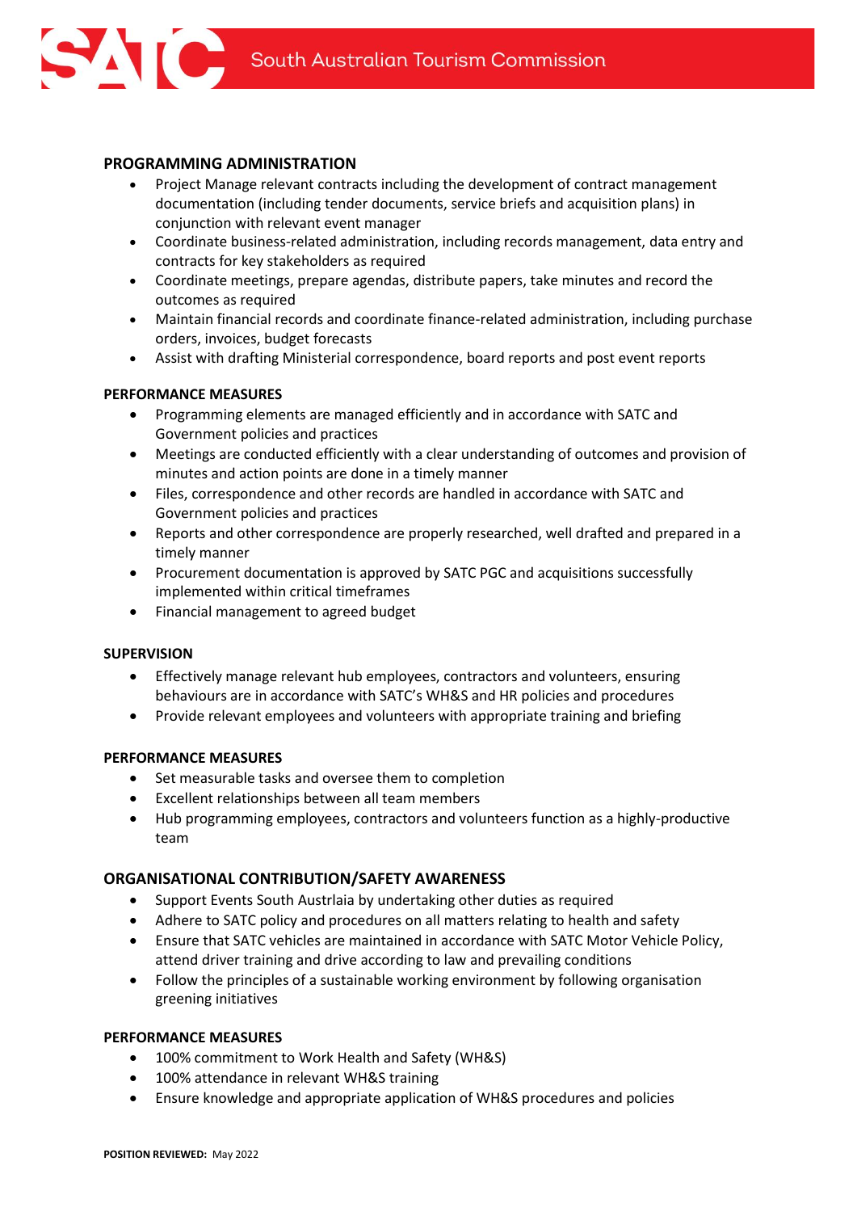### PROGRAMMING ADMINISTRATION

- Project Manage relevant contracts including the development of contract management documentation (including tender documents, service briefs and acquisition plans) in conjunction with relevant event manager
- Coordinate business-related administration, including records management, data entry and contracts for key stakeholders as required
- Coordinate meetings, prepare agendas, distribute papers, take minutes and record the outcomes as required
- Maintain financial records and coordinate finance-related administration, including purchase orders, invoices, budget forecasts
- Assist with drafting Ministerial correspondence, board reports and post event reports

### PERFORMANCE MEASURES

- Programming elements are managed efficiently and in accordance with SATC and Government policies and practices
- Meetings are conducted efficiently with a clear understanding of outcomes and provision of minutes and action points are done in a timely manner
- Files, correspondence and other records are handled in accordance with SATC and Government policies and practices
- Reports and other correspondence are properly researched, well drafted and prepared in a timely manner
- Procurement documentation is approved by SATC PGC and acquisitions successfully implemented within critical timeframes
- Financial management to agreed budget

### SUPERVISION

- Effectively manage relevant hub employees, contractors and volunteers, ensuring behaviours are in accordance with SATC's WH&S and HR policies and procedures
- Provide relevant employees and volunteers with appropriate training and briefing

### PERFORMANCE MEASURES

- Set measurable tasks and oversee them to completion
- Excellent relationships between all team members
- Hub programming employees, contractors and volunteers function as a highly-productive team

### ORGANISATIONAL CONTRIBUTION/SAFETY AWARENESS

- Support Events South Austrlaia by undertaking other duties as required
- Adhere to SATC policy and procedures on all matters relating to health and safety
- Ensure that SATC vehicles are maintained in accordance with SATC Motor Vehicle Policy, attend driver training and drive according to law and prevailing conditions
- Follow the principles of a sustainable working environment by following organisation greening initiatives

### PERFORMANCE MEASURES

- 100% commitment to Work Health and Safety (WH&S)
- 100% attendance in relevant WH&S training
- Ensure knowledge and appropriate application of WH&S procedures and policies

**POSITION REVIEWED:** May 2022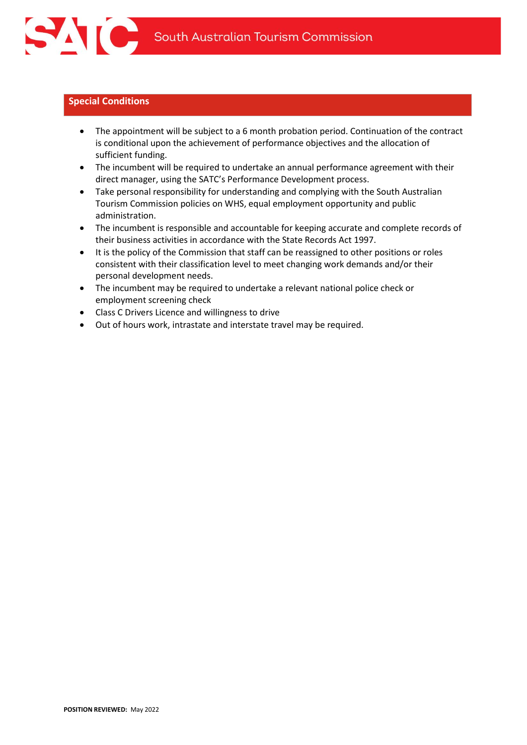## Special Conditions

- The appointment will be subject to a 6 month probation period. Continuation of the contract is conditional upon the achievement of performance objectives and the allocation of sufficient funding.
- The incumbent will be required to undertake an annual performance agreement with their direct manager, using the SATC's Performance Development process.
- Take personal responsibility for understanding and complying with the South Australian Tourism Commission policies on WHS, equal employment opportunity and public administration.
- The incumbent is responsible and accountable for keeping accurate and complete records of their business activities in accordance with the State Records Act 1997.
- It is the policy of the Commission that staff can be reassigned to other positions or roles consistent with their classification level to meet changing work demands and/or their personal development needs.
- The incumbent may be required to undertake a relevant national police check or employment screening check
- Class C Drivers Licence and willingness to drive
- Out of hours work, intrastate and interstate travel may be required.

**POSITION REVIEWED:** May 2022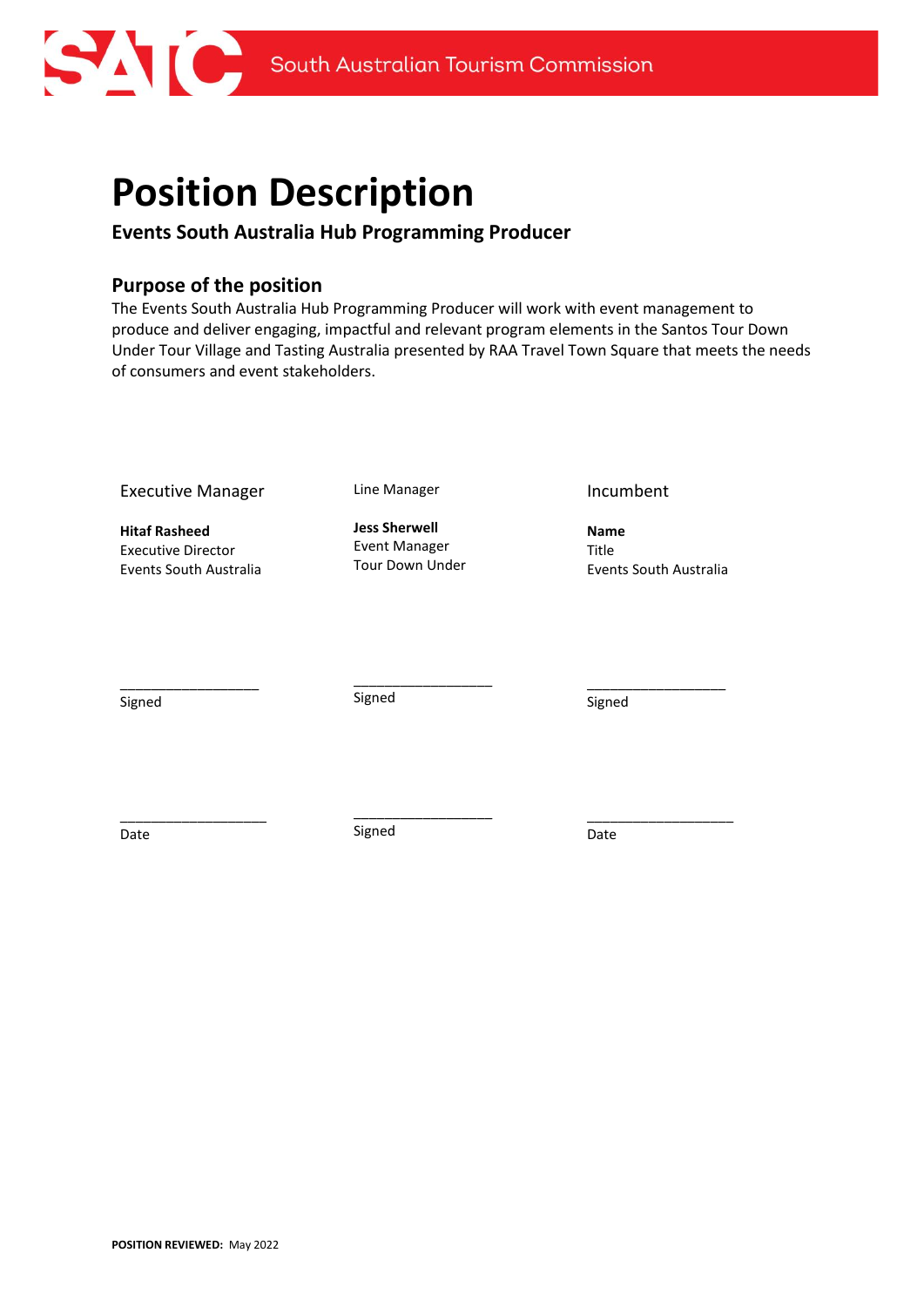South Australian Tourism Commission

# Position Description

## Events South Australia Hub Programming Producer

### Purpose of the position

The Events South Australia Hub Programming Producer will work with event management to produce and deliver engaging, impactful and relevant program elements in the Santos Tour Down Under Tour Village and Tasting Australia presented by RAA Travel Town Square that meets the needs of consumers and event stakeholders.

| Executive Manager | Line Manager | Incumbent |
|---|---|---|
| **Hitaf Rasheed**<br>Executive Director<br>Events South Australia | **Jess Sherwell**<br>Event Manager<br>Tour Down Under | **Name**<br>Title<br>Events South Australia |
| ___________________<br>Signed | ___________________<br>Signed | ___________________<br>Signed |
| ___________________<br>Date | ___________________<br>Signed | ___________________<br>Date |

**POSITION REVIEWED:** May 2022